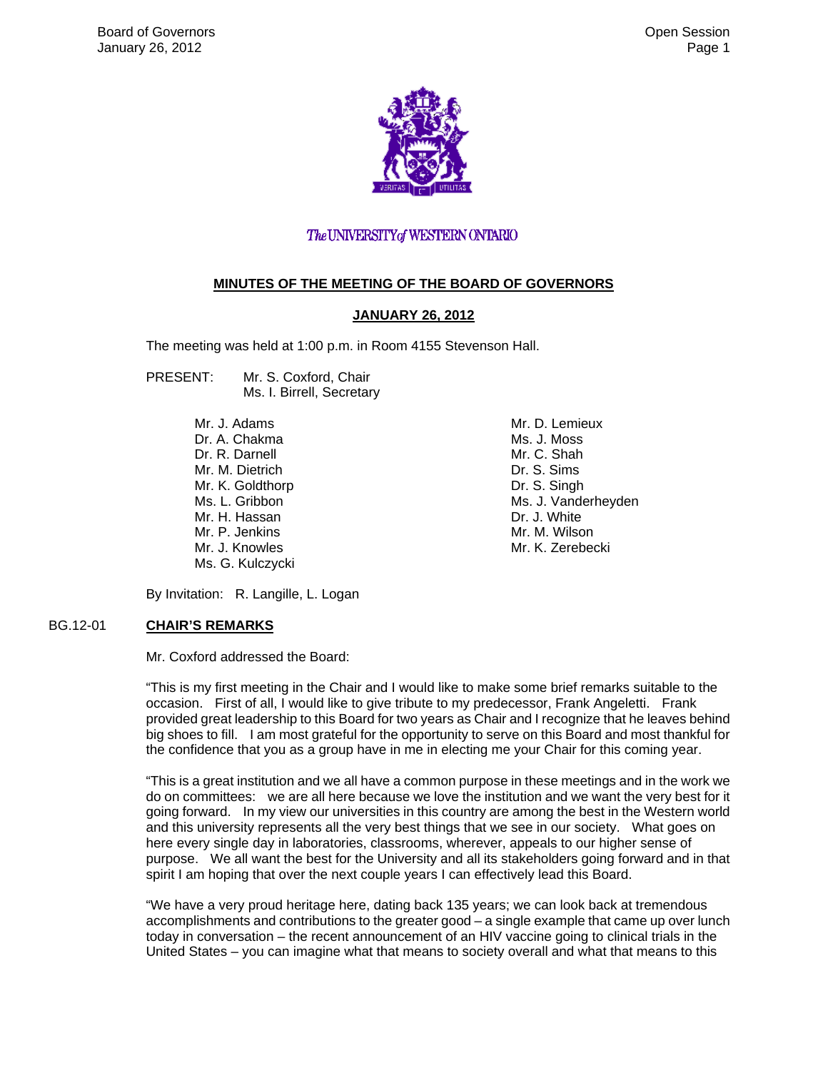The UNIVERSITY of WESTERN ONTARIO

## MINUTES OF THE MEETING OF THE BOARD OF GOVERNORS

### JANUARY 26, 2012

The meeting was held at 1:00 p.m. in Room 4155 Stevenson Hall.

PRESENT: Mr. S. Coxford, Chair
Ms. I. Birrell, Secretary

Mr. J. Adams
Dr. A. Chakma
Dr. R. Darnell
Mr. M. Dietrich
Mr. K. Goldthorp
Ms. L. Gribbon
Mr. H. Hassan
Mr. P. Jenkins
Mr. J. Knowles
Ms. G. Kulczycki
Mr. D. Lemieux
Ms. J. Moss
Mr. C. Shah
Dr. S. Sims
Dr. S. Singh
Ms. J. Vanderheyden
Dr. J. White
Mr. M. Wilson
Mr. K. Zerebecki

By Invitation: R. Langille, L. Logan

BG.12-01 **CHAIR'S REMARKS**

Mr. Coxford addressed the Board:

"This is my first meeting in the Chair and I would like to make some brief remarks suitable to the occasion. First of all, I would like to give tribute to my predecessor, Frank Angeletti. Frank provided great leadership to this Board for two years as Chair and I recognize that he leaves behind big shoes to fill. I am most grateful for the opportunity to serve on this Board and most thankful for the confidence that you as a group have in me in electing me your Chair for this coming year.

"This is a great institution and we all have a common purpose in these meetings and in the work we do on committees: we are all here because we love the institution and we want the very best for it going forward. In my view our universities in this country are among the best in the Western world and this university represents all the very best things that we see in our society. What goes on here every single day in laboratories, classrooms, wherever, appeals to our higher sense of purpose. We all want the best for the University and all its stakeholders going forward and in that spirit I am hoping that over the next couple years I can effectively lead this Board.

"We have a very proud heritage here, dating back 135 years; we can look back at tremendous accomplishments and contributions to the greater good – a single example that came up over lunch today in conversation – the recent announcement of an HIV vaccine going to clinical trials in the United States – you can imagine what that means to society overall and what that means to this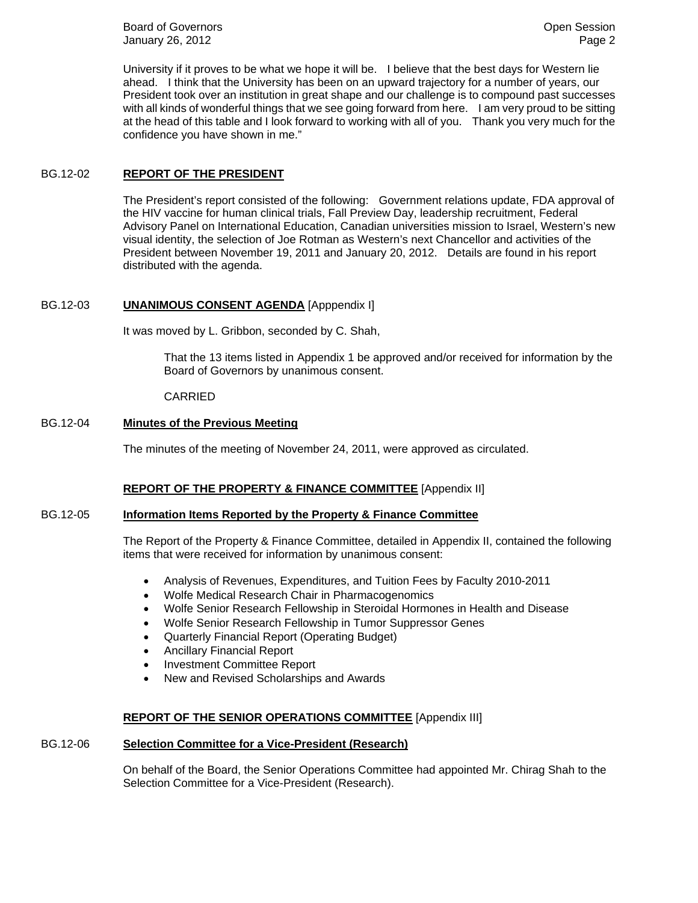University if it proves to be what we hope it will be. I believe that the best days for Western lie ahead. I think that the University has been on an upward trajectory for a number of years, our President took over an institution in great shape and our challenge is to compound past successes with all kinds of wonderful things that we see going forward from here. I am very proud to be sitting at the head of this table and I look forward to working with all of you. Thank you very much for the confidence you have shown in me."

## BG.12-02 **REPORT OF THE PRESIDENT**

The President's report consisted of the following: Government relations update, FDA approval of the HIV vaccine for human clinical trials, Fall Preview Day, leadership recruitment, Federal Advisory Panel on International Education, Canadian universities mission to Israel, Western's new visual identity, the selection of Joe Rotman as Western's next Chancellor and activities of the President between November 19, 2011 and January 20, 2012. Details are found in his report distributed with the agenda.

## BG.12-03 **UNANIMOUS CONSENT AGENDA** [Apppendix I]

It was moved by L. Gribbon, seconded by C. Shah,

> That the 13 items listed in Appendix 1 be approved and/or received for information by the Board of Governors by unanimous consent.
>
> CARRIED

## BG.12-04 **Minutes of the Previous Meeting**

The minutes of the meeting of November 24, 2011, were approved as circulated.

## **REPORT OF THE PROPERTY & FINANCE COMMITTEE** [Appendix II]

## BG.12-05 **Information Items Reported by the Property & Finance Committee**

The Report of the Property & Finance Committee, detailed in Appendix II, contained the following items that were received for information by unanimous consent:

- Analysis of Revenues, Expenditures, and Tuition Fees by Faculty 2010-2011
- Wolfe Medical Research Chair in Pharmacogenomics
- Wolfe Senior Research Fellowship in Steroidal Hormones in Health and Disease
- Wolfe Senior Research Fellowship in Tumor Suppressor Genes
- Quarterly Financial Report (Operating Budget)
- Ancillary Financial Report
- Investment Committee Report
- New and Revised Scholarships and Awards

## **REPORT OF THE SENIOR OPERATIONS COMMITTEE** [Appendix III]

## BG.12-06 **Selection Committee for a Vice-President (Research)**

On behalf of the Board, the Senior Operations Committee had appointed Mr. Chirag Shah to the Selection Committee for a Vice-President (Research).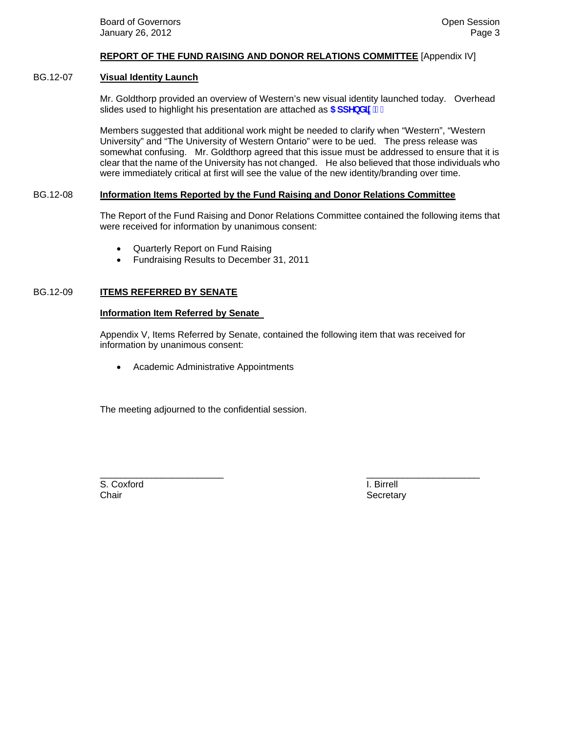**REPORT OF THE FUND RAISING AND DONOR RELATIONS COMMITTEE** [Appendix IV]

BG.12-07 **Visual Identity Launch**

Mr. Goldthorp provided an overview of Western's new visual identity launched today. Overhead slides used to highlight his presentation are attached as **Appendix**

Members suggested that additional work might be needed to clarify when "Western", "Western University" and "The University of Western Ontario" were to be ued. The press release was somewhat confusing. Mr. Goldthorp agreed that this issue must be addressed to ensure that it is clear that the name of the University has not changed. He also believed that those individuals who were immediately critical at first will see the value of the new identity/branding over time.

BG.12-08 **Information Items Reported by the Fund Raising and Donor Relations Committee**

The Report of the Fund Raising and Donor Relations Committee contained the following items that were received for information by unanimous consent:

- Quarterly Report on Fund Raising
- Fundraising Results to December 31, 2011

BG.12-09 **ITEMS REFERRED BY SENATE**

**Information Item Referred by Senate**

Appendix V, Items Referred by Senate, contained the following item that was received for information by unanimous consent:

- Academic Administrative Appointments

The meeting adjourned to the confidential session.

\_\_\_\_\_\_\_\_\_\_\_\_\_\_\_\_\_\_\_\_\_\_\_\_ \_\_\_\_\_\_\_\_\_\_\_\_\_\_\_\_\_\_\_\_\_\_\_\_

S. Coxford
Chair

I. Birrell
Secretary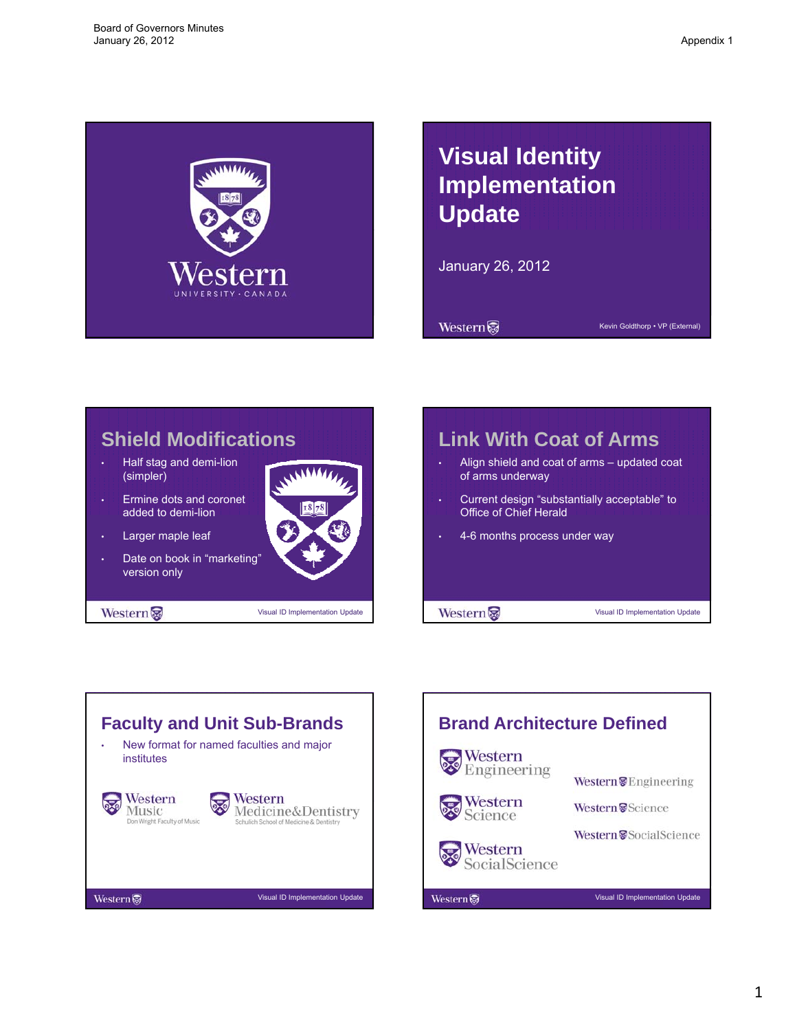# Visual Identity Implementation Update

January 26, 2012

Kevin Goldthorp • VP (External)

## Shield Modifications

- Half stag and demi-lion (simpler)
- Ermine dots and coronet added to demi-lion
- Larger maple leaf
- Date on book in "marketing" version only

## Link With Coat of Arms

- Align shield and coat of arms – updated coat of arms underway
- Current design "substantially acceptable" to Office of Chief Herald
- 4-6 months process under way

## Faculty and Unit Sub-Brands

- New format for named faculties and major institutes

Western Music
Don Wright Faculty of Music

Western Medicine&Dentistry
Schulich School of Medicine & Dentistry

## Brand Architecture Defined

Western Engineering

Western Science

Western SocialScience

Western Engineering

Western Science

Western SocialScience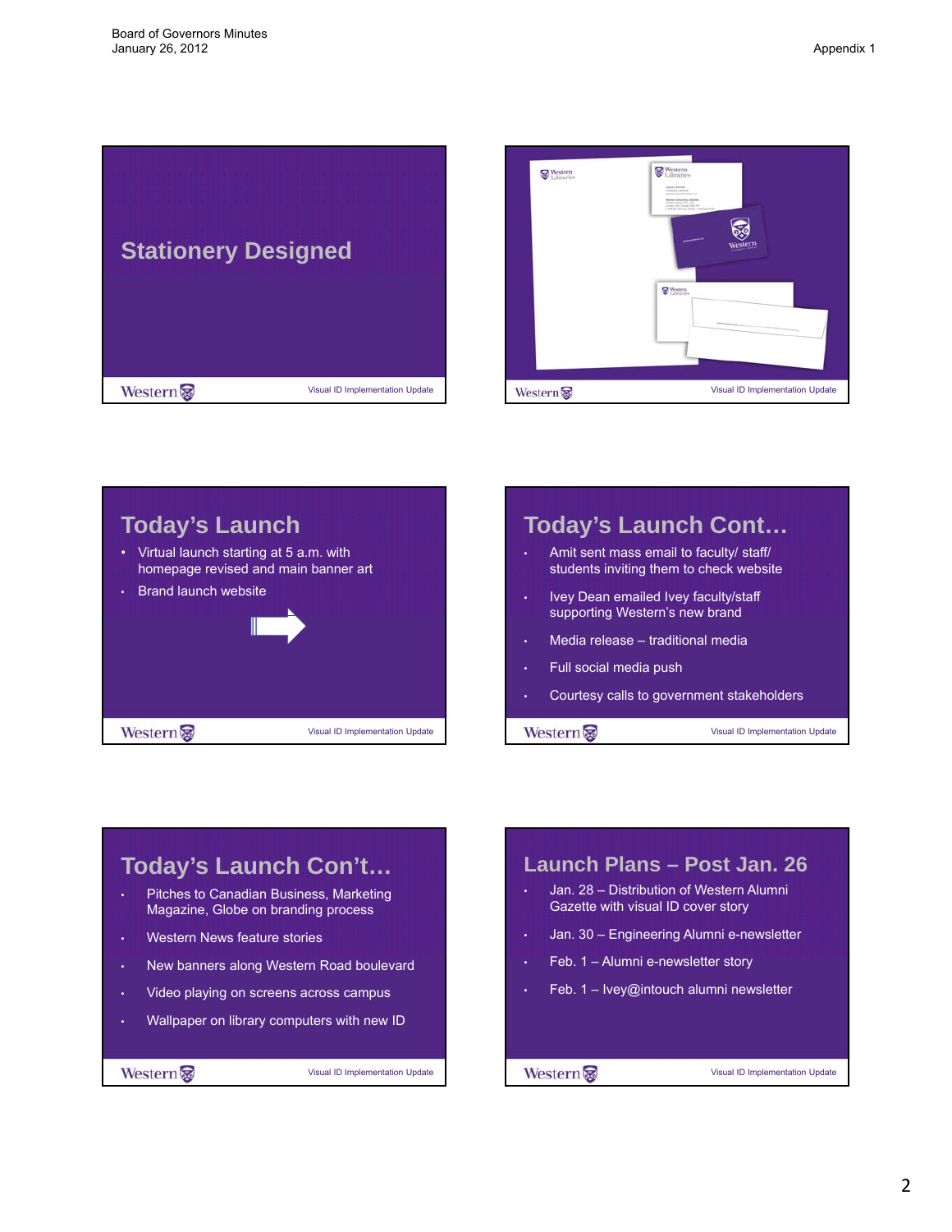## Stationery Designed

## Today's Launch

- Virtual launch starting at 5 a.m. with homepage revised and main banner art
- Brand launch website

## Today's Launch Cont…

- Amit sent mass email to faculty/ staff/ students inviting them to check website
- Ivey Dean emailed Ivey faculty/staff supporting Western's new brand
- Media release – traditional media
- Full social media push
- Courtesy calls to government stakeholders

## Today's Launch Con't…

- Pitches to Canadian Business, Marketing Magazine, Globe on branding process
- Western News feature stories
- New banners along Western Road boulevard
- Video playing on screens across campus
- Wallpaper on library computers with new ID

## Launch Plans – Post Jan. 26

- Jan. 28 – Distribution of Western Alumni Gazette with visual ID cover story
- Jan. 30 – Engineering Alumni e-newsletter
- Feb. 1 – Alumni e-newsletter story
- Feb. 1 – Ivey@intouch alumni newsletter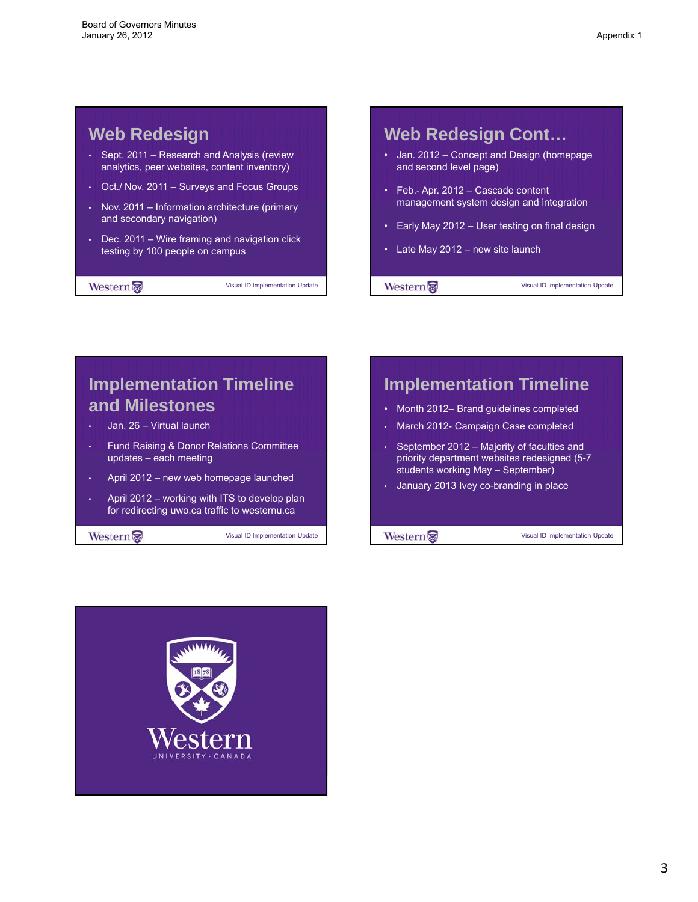## Web Redesign

- Sept. 2011 – Research and Analysis (review analytics, peer websites, content inventory)
- Oct./ Nov. 2011 – Surveys and Focus Groups
- Nov. 2011 – Information architecture (primary and secondary navigation)
- Dec. 2011 – Wire framing and navigation click testing by 100 people on campus

Western | Visual ID Implementation Update

## Web Redesign Cont…

- Jan. 2012 – Concept and Design (homepage and second level page)
- Feb.- Apr. 2012 – Cascade content management system design and integration
- Early May 2012 – User testing on final design
- Late May 2012 – new site launch

Western | Visual ID Implementation Update

## Implementation Timeline and Milestones

- Jan. 26 – Virtual launch
- Fund Raising & Donor Relations Committee updates – each meeting
- April 2012 – new web homepage launched
- April 2012 – working with ITS to develop plan for redirecting uwo.ca traffic to westernu.ca

Western | Visual ID Implementation Update

## Implementation Timeline

- Month 2012– Brand guidelines completed
- March 2012- Campaign Case completed
- September 2012 – Majority of faculties and priority department websites redesigned (5-7 students working May – September)
- January 2013 Ivey co-branding in place

Western | Visual ID Implementation Update

Western
UNIVERSITY · CANADA